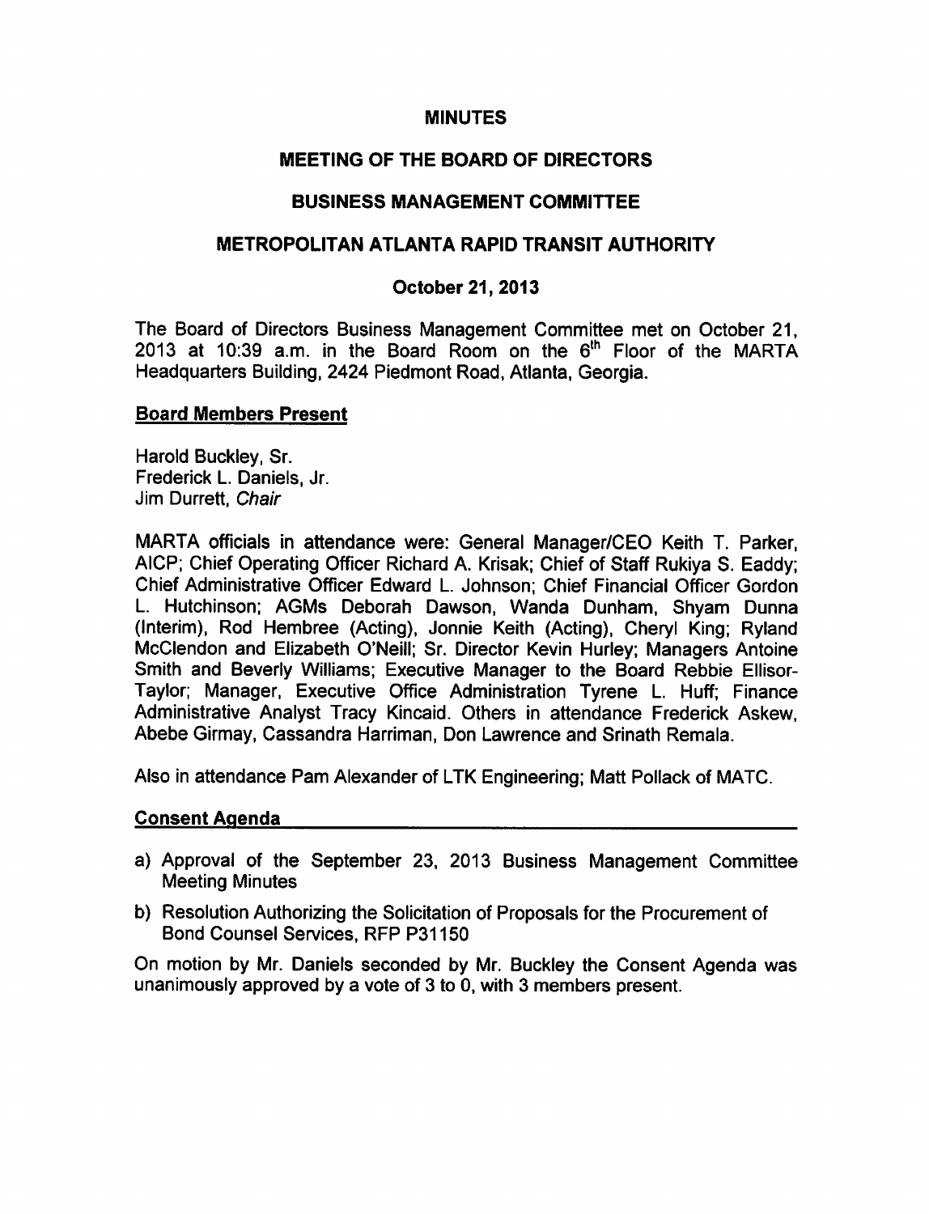# MINUTES

## MEETING OF THE BOARD OF DIRECTORS

## BUSINESS MANAGEMENT COMMITTEE

## METROPOLITAN ATLANTA RAPID TRANSIT AUTHORITY

### October 21, 2013

The Board of Directors Business Management Committee met on October 21, 2013 at 10:39 a.m. in the Board Room on the 6th Floor of the MARTA Headquarters Building, 2424 Piedmont Road, Atlanta, Georgia.

**Board Members Present**

Harold Buckley, Sr.
Frederick L. Daniels, Jr.
Jim Durrett, *Chair*

MARTA officials in attendance were: General Manager/CEO Keith T. Parker, AICP; Chief Operating Officer Richard A. Krisak; Chief of Staff Rukiya S. Eaddy; Chief Administrative Officer Edward L. Johnson; Chief Financial Officer Gordon L. Hutchinson; AGMs Deborah Dawson, Wanda Dunham, Shyam Dunna (Interim), Rod Hembree (Acting), Jonnie Keith (Acting), Cheryl King; Ryland McClendon and Elizabeth O'Neill; Sr. Director Kevin Hurley; Managers Antoine Smith and Beverly Williams; Executive Manager to the Board Rebbie Ellisor-Taylor; Manager, Executive Office Administration Tyrene L. Huff; Finance Administrative Analyst Tracy Kincaid. Others in attendance Frederick Askew, Abebe Girmay, Cassandra Harriman, Don Lawrence and Srinath Remala.

Also in attendance Pam Alexander of LTK Engineering; Matt Pollack of MATC.

**Consent Agenda**

a) Approval of the September 23, 2013 Business Management Committee Meeting Minutes

b) Resolution Authorizing the Solicitation of Proposals for the Procurement of Bond Counsel Services, RFP P31150

On motion by Mr. Daniels seconded by Mr. Buckley the Consent Agenda was unanimously approved by a vote of 3 to 0, with 3 members present.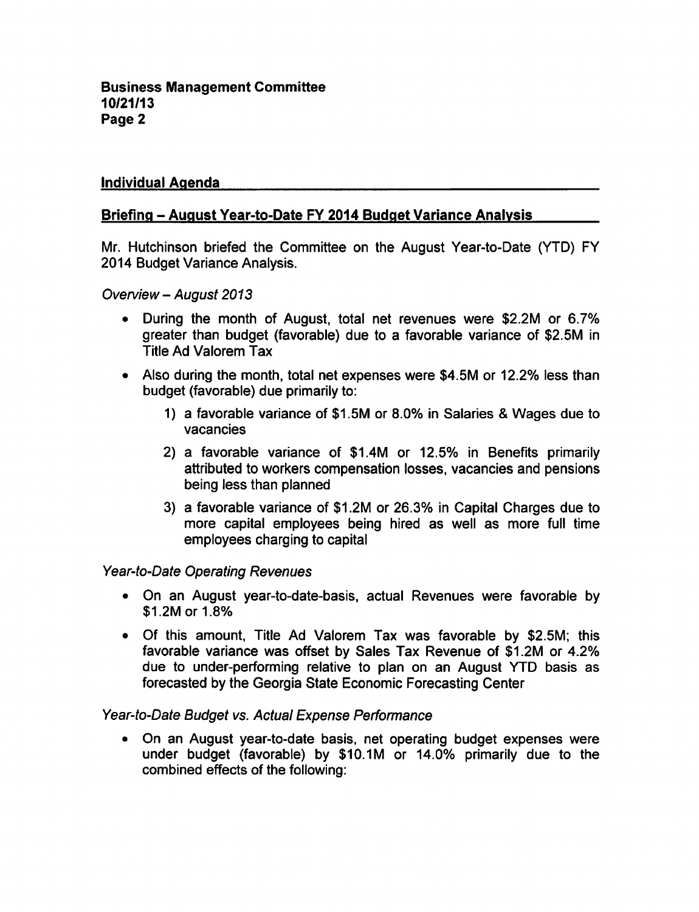## Individual Agenda

### Briefing – August Year-to-Date FY 2014 Budget Variance Analysis

Mr. Hutchinson briefed the Committee on the August Year-to-Date (YTD) FY 2014 Budget Variance Analysis.

*Overview – August 2013*

- During the month of August, total net revenues were $2.2M or 6.7% greater than budget (favorable) due to a favorable variance of $2.5M in Title Ad Valorem Tax
- Also during the month, total net expenses were $4.5M or 12.2% less than budget (favorable) due primarily to:
  1) a favorable variance of $1.5M or 8.0% in Salaries & Wages due to vacancies
  2) a favorable variance of $1.4M or 12.5% in Benefits primarily attributed to workers compensation losses, vacancies and pensions being less than planned
  3) a favorable variance of $1.2M or 26.3% in Capital Charges due to more capital employees being hired as well as more full time employees charging to capital

*Year-to-Date Operating Revenues*

- On an August year-to-date-basis, actual Revenues were favorable by $1.2M or 1.8%
- Of this amount, Title Ad Valorem Tax was favorable by $2.5M; this favorable variance was offset by Sales Tax Revenue of $1.2M or 4.2% due to under-performing relative to plan on an August YTD basis as forecasted by the Georgia State Economic Forecasting Center

*Year-to-Date Budget vs. Actual Expense Performance*

- On an August year-to-date basis, net operating budget expenses were under budget (favorable) by $10.1M or 14.0% primarily due to the combined effects of the following: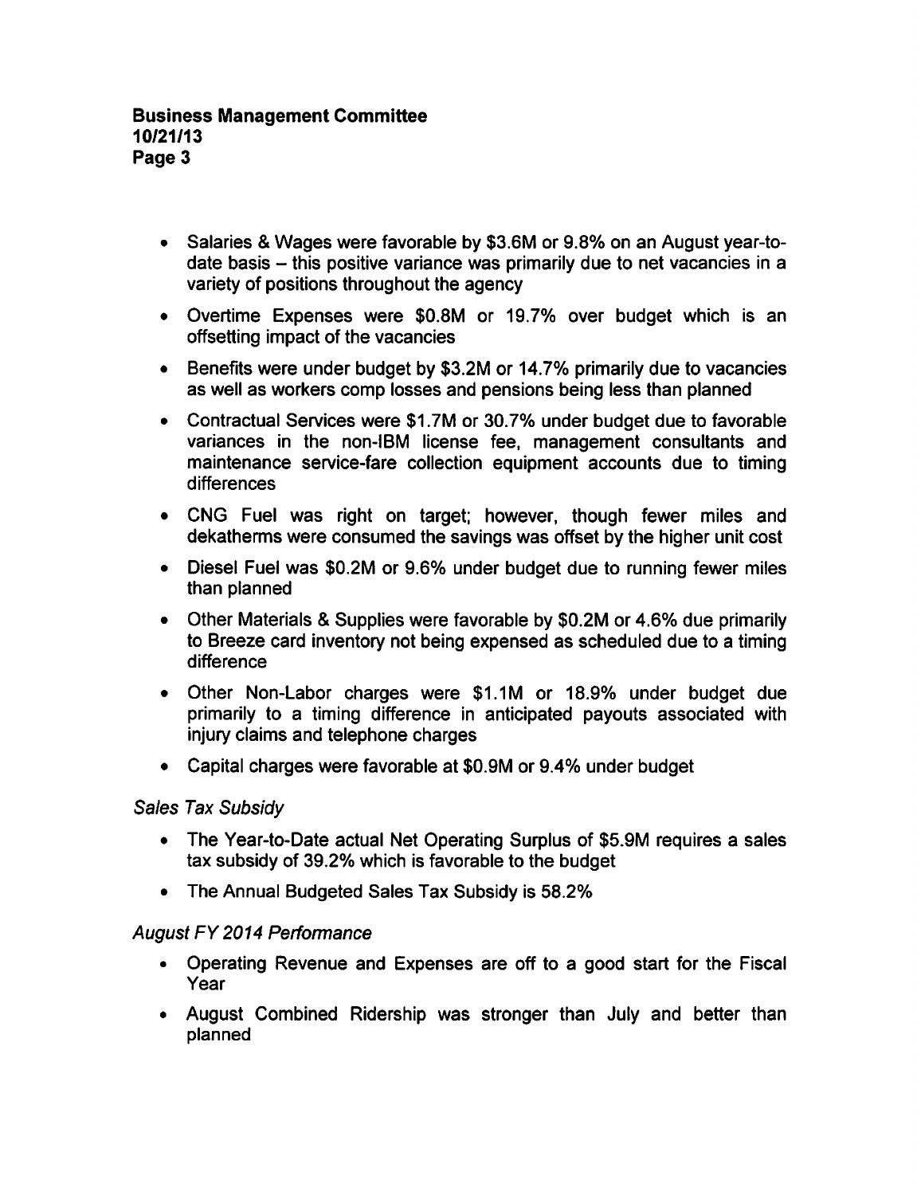- Salaries & Wages were favorable by $3.6M or 9.8% on an August year-to-date basis – this positive variance was primarily due to net vacancies in a variety of positions throughout the agency
- Overtime Expenses were $0.8M or 19.7% over budget which is an offsetting impact of the vacancies
- Benefits were under budget by $3.2M or 14.7% primarily due to vacancies as well as workers comp losses and pensions being less than planned
- Contractual Services were $1.7M or 30.7% under budget due to favorable variances in the non-IBM license fee, management consultants and maintenance service-fare collection equipment accounts due to timing differences
- CNG Fuel was right on target; however, though fewer miles and dekatherms were consumed the savings was offset by the higher unit cost
- Diesel Fuel was $0.2M or 9.6% under budget due to running fewer miles than planned
- Other Materials & Supplies were favorable by $0.2M or 4.6% due primarily to Breeze card inventory not being expensed as scheduled due to a timing difference
- Other Non-Labor charges were $1.1M or 18.9% under budget due primarily to a timing difference in anticipated payouts associated with injury claims and telephone charges
- Capital charges were favorable at $0.9M or 9.4% under budget

*Sales Tax Subsidy*

- The Year-to-Date actual Net Operating Surplus of $5.9M requires a sales tax subsidy of 39.2% which is favorable to the budget
- The Annual Budgeted Sales Tax Subsidy is 58.2%

*August FY 2014 Performance*

- Operating Revenue and Expenses are off to a good start for the Fiscal Year
- August Combined Ridership was stronger than July and better than planned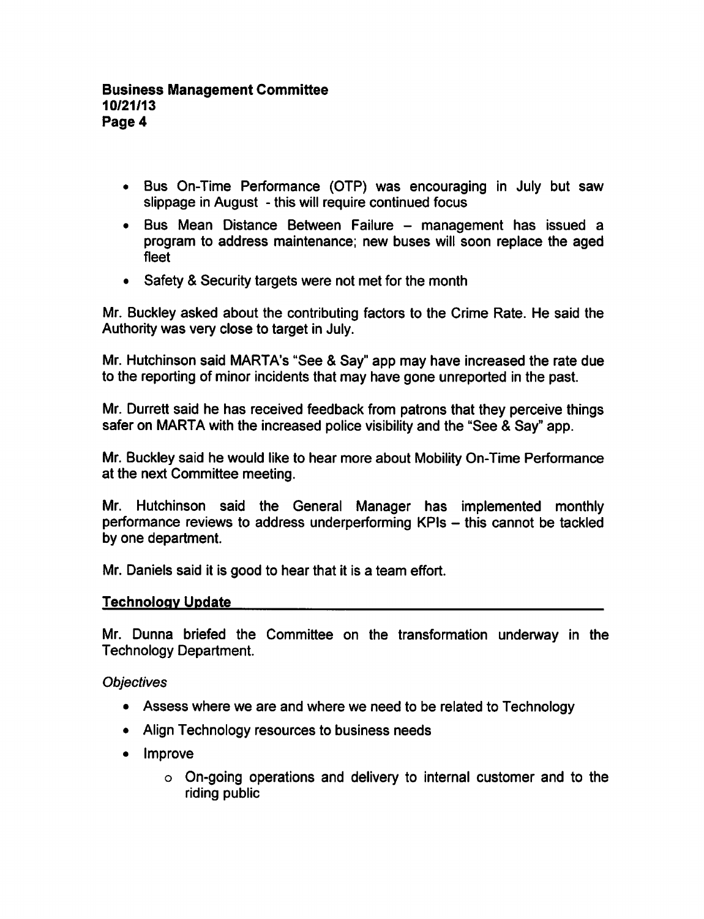- Bus On-Time Performance (OTP) was encouraging in July but saw slippage in August - this will require continued focus
- Bus Mean Distance Between Failure – management has issued a program to address maintenance; new buses will soon replace the aged fleet
- Safety & Security targets were not met for the month

Mr. Buckley asked about the contributing factors to the Crime Rate. He said the Authority was very close to target in July.

Mr. Hutchinson said MARTA's "See & Say" app may have increased the rate due to the reporting of minor incidents that may have gone unreported in the past.

Mr. Durrett said he has received feedback from patrons that they perceive things safer on MARTA with the increased police visibility and the "See & Say" app.

Mr. Buckley said he would like to hear more about Mobility On-Time Performance at the next Committee meeting.

Mr. Hutchinson said the General Manager has implemented monthly performance reviews to address underperforming KPIs – this cannot be tackled by one department.

Mr. Daniels said it is good to hear that it is a team effort.

## Technology Update

Mr. Dunna briefed the Committee on the transformation underway in the Technology Department.

*Objectives*

- Assess where we are and where we need to be related to Technology
- Align Technology resources to business needs
- Improve
  - On-going operations and delivery to internal customer and to the riding public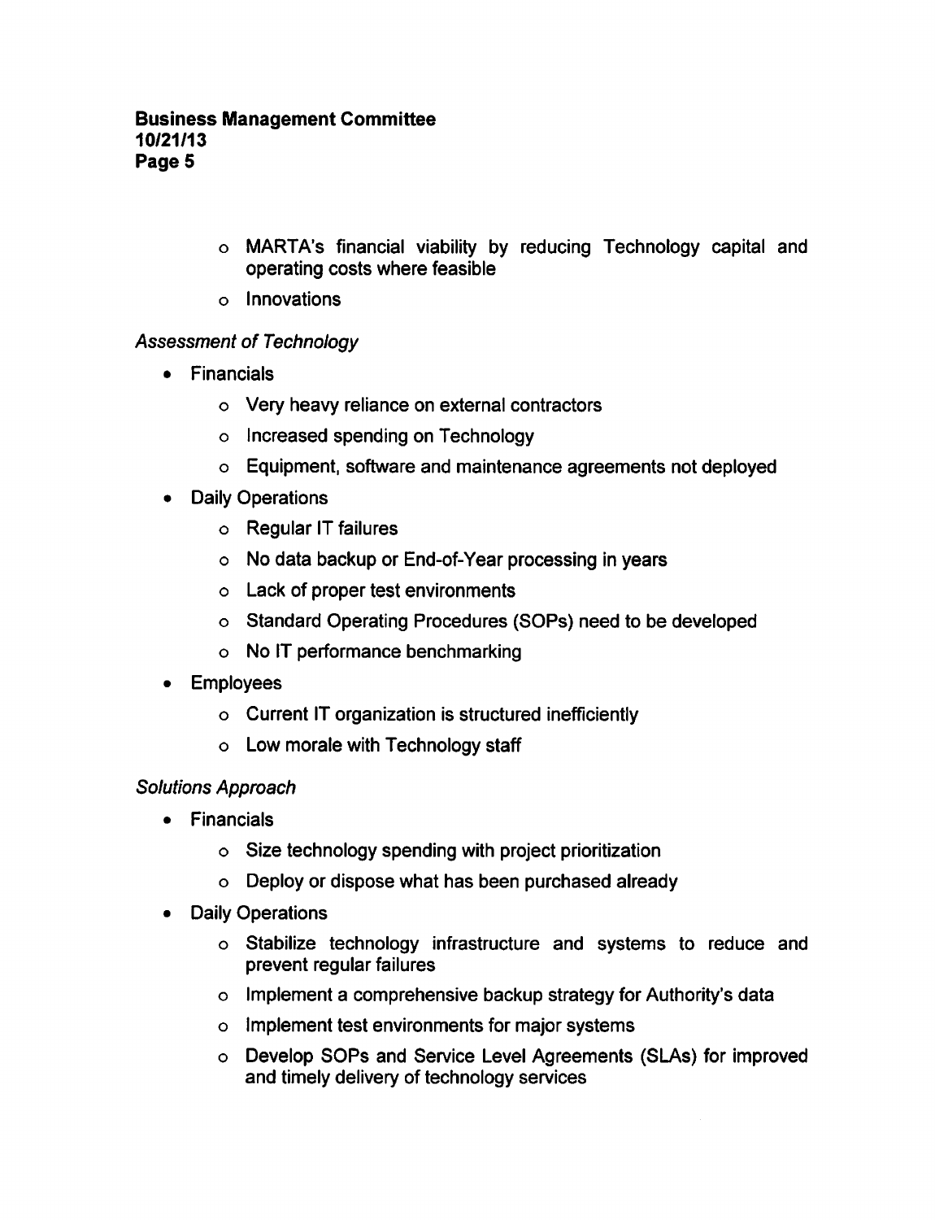- MARTA's financial viability by reducing Technology capital and operating costs where feasible
  - Innovations

*Assessment of Technology*

- Financials
  - Very heavy reliance on external contractors
  - Increased spending on Technology
  - Equipment, software and maintenance agreements not deployed
- Daily Operations
  - Regular IT failures
  - No data backup or End-of-Year processing in years
  - Lack of proper test environments
  - Standard Operating Procedures (SOPs) need to be developed
  - No IT performance benchmarking
- Employees
  - Current IT organization is structured inefficiently
  - Low morale with Technology staff

*Solutions Approach*

- Financials
  - Size technology spending with project prioritization
  - Deploy or dispose what has been purchased already
- Daily Operations
  - Stabilize technology infrastructure and systems to reduce and prevent regular failures
  - Implement a comprehensive backup strategy for Authority's data
  - Implement test environments for major systems
  - Develop SOPs and Service Level Agreements (SLAs) for improved and timely delivery of technology services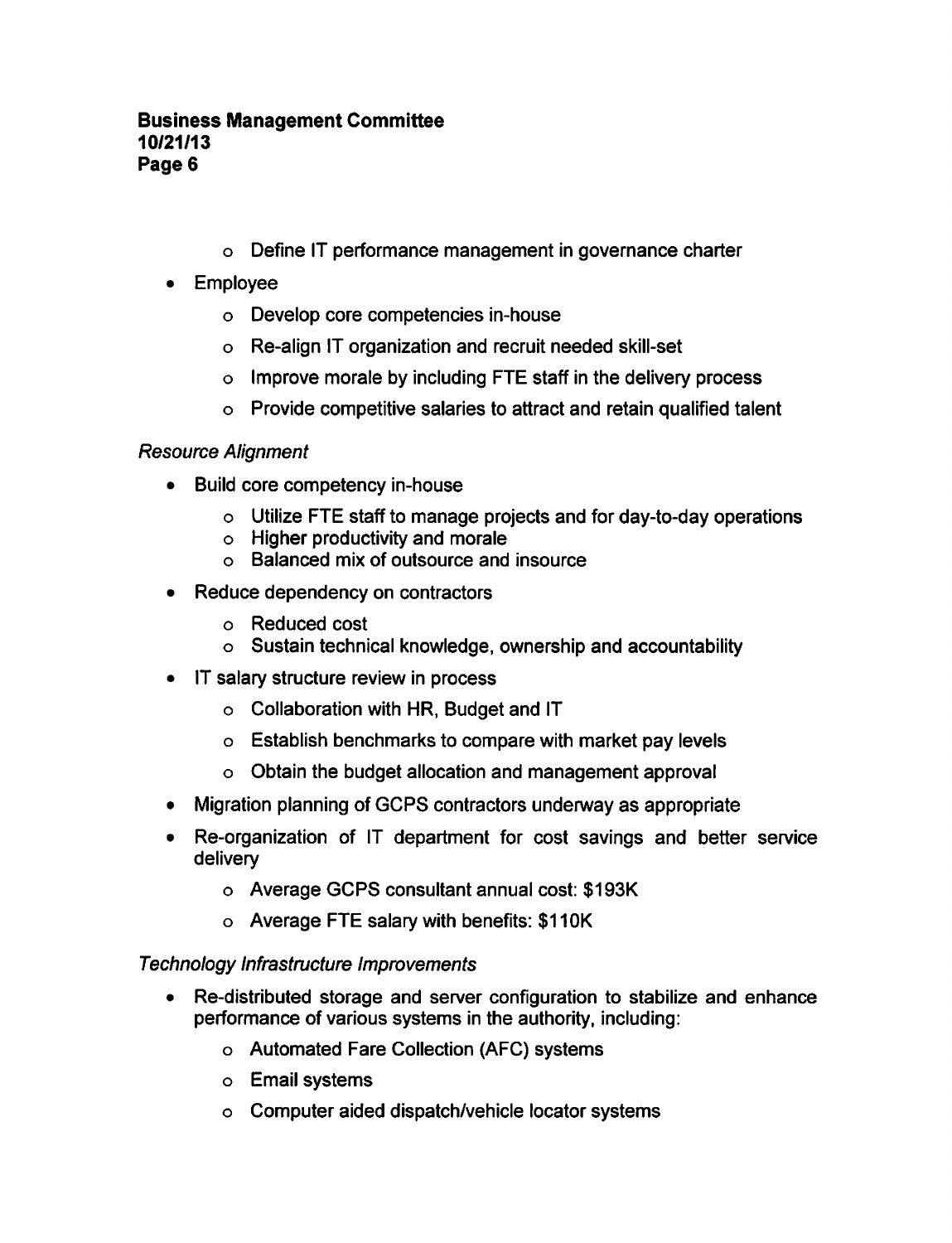- Define IT performance management in governance charter
- Employee
  - Develop core competencies in-house
  - Re-align IT organization and recruit needed skill-set
  - Improve morale by including FTE staff in the delivery process
  - Provide competitive salaries to attract and retain qualified talent

*Resource Alignment*

- Build core competency in-house
  - Utilize FTE staff to manage projects and for day-to-day operations
  - Higher productivity and morale
  - Balanced mix of outsource and insource
- Reduce dependency on contractors
  - Reduced cost
  - Sustain technical knowledge, ownership and accountability
- IT salary structure review in process
  - Collaboration with HR, Budget and IT
  - Establish benchmarks to compare with market pay levels
  - Obtain the budget allocation and management approval
- Migration planning of GCPS contractors underway as appropriate
- Re-organization of IT department for cost savings and better service delivery
  - Average GCPS consultant annual cost: $193K
  - Average FTE salary with benefits: $110K

*Technology Infrastructure Improvements*

- Re-distributed storage and server configuration to stabilize and enhance performance of various systems in the authority, including:
  - Automated Fare Collection (AFC) systems
  - Email systems
  - Computer aided dispatch/vehicle locator systems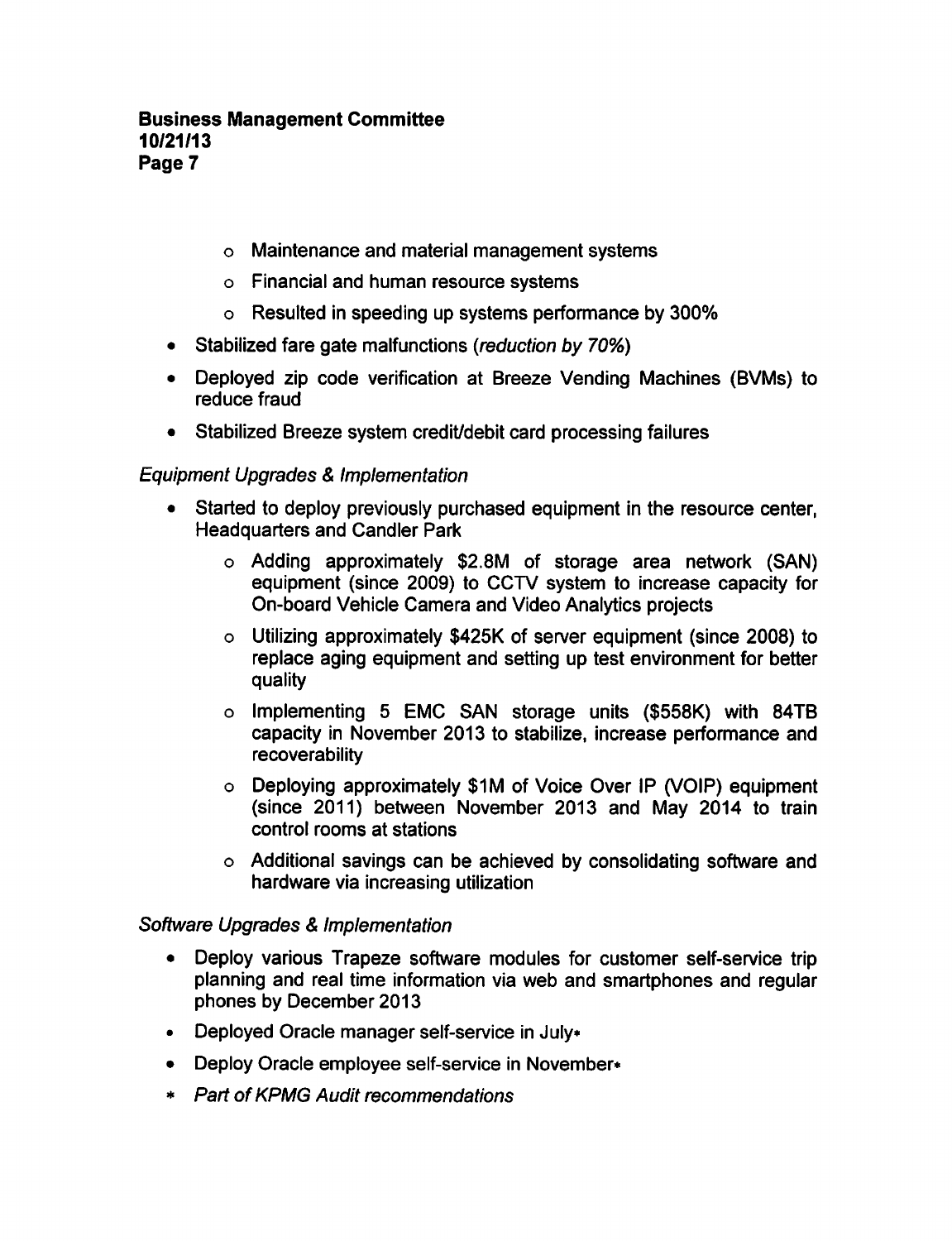- Maintenance and material management systems
  - Financial and human resource systems
  - Resulted in speeding up systems performance by 300%
- Stabilized fare gate malfunctions (*reduction by 70%*)
- Deployed zip code verification at Breeze Vending Machines (BVMs) to reduce fraud
- Stabilized Breeze system credit/debit card processing failures

*Equipment Upgrades & Implementation*

- Started to deploy previously purchased equipment in the resource center, Headquarters and Candler Park
  - Adding approximately $2.8M of storage area network (SAN) equipment (since 2009) to CCTV system to increase capacity for On-board Vehicle Camera and Video Analytics projects
  - Utilizing approximately $425K of server equipment (since 2008) to replace aging equipment and setting up test environment for better quality
  - Implementing 5 EMC SAN storage units ($558K) with 84TB capacity in November 2013 to stabilize, increase performance and recoverability
  - Deploying approximately $1M of Voice Over IP (VOIP) equipment (since 2011) between November 2013 and May 2014 to train control rooms at stations
  - Additional savings can be achieved by consolidating software and hardware via increasing utilization

*Software Upgrades & Implementation*

- Deploy various Trapeze software modules for customer self-service trip planning and real time information via web and smartphones and regular phones by December 2013
- Deployed Oracle manager self-service in July*
- Deploy Oracle employee self-service in November*
- * *Part of KPMG Audit recommendations*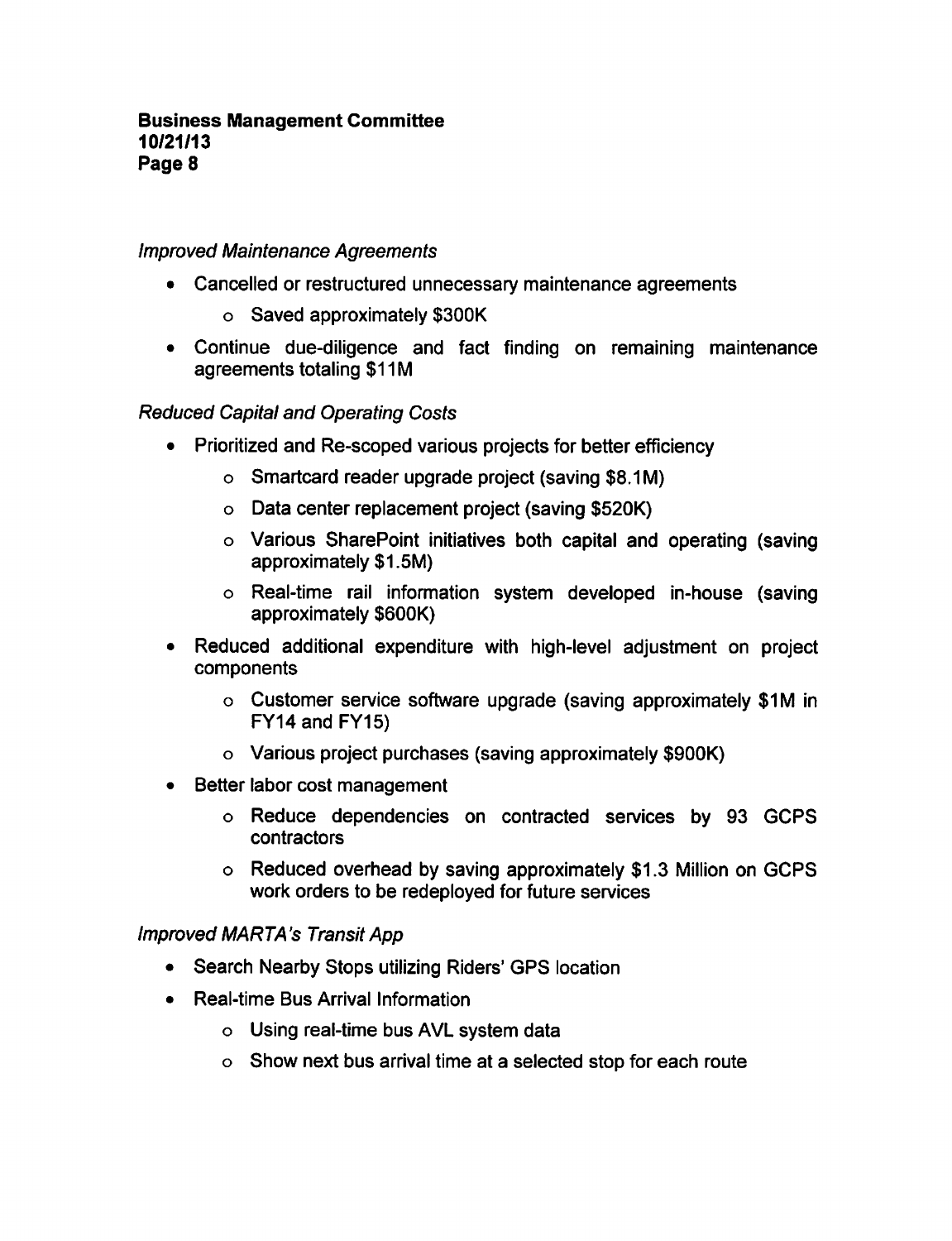*Improved Maintenance Agreements*

- Cancelled or restructured unnecessary maintenance agreements
    - Saved approximately $300K
- Continue due-diligence and fact finding on remaining maintenance agreements totaling $11M

*Reduced Capital and Operating Costs*

- Prioritized and Re-scoped various projects for better efficiency
    - Smartcard reader upgrade project (saving $8.1M)
    - Data center replacement project (saving $520K)
    - Various SharePoint initiatives both capital and operating (saving approximately $1.5M)
    - Real-time rail information system developed in-house (saving approximately $600K)
- Reduced additional expenditure with high-level adjustment on project components
    - Customer service software upgrade (saving approximately $1M in FY14 and FY15)
    - Various project purchases (saving approximately $900K)
- Better labor cost management
    - Reduce dependencies on contracted services by 93 GCPS contractors
    - Reduced overhead by saving approximately $1.3 Million on GCPS work orders to be redeployed for future services

*Improved MARTA's Transit App*

- Search Nearby Stops utilizing Riders' GPS location
- Real-time Bus Arrival Information
    - Using real-time bus AVL system data
    - Show next bus arrival time at a selected stop for each route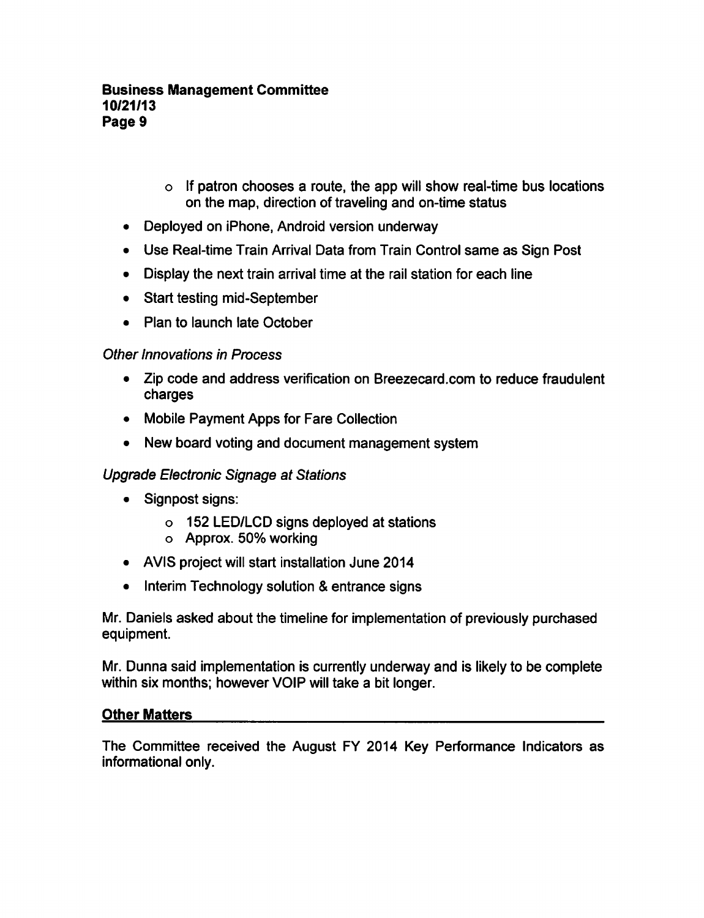- If patron chooses a route, the app will show real-time bus locations on the map, direction of traveling and on-time status

- Deployed on iPhone, Android version underway
- Use Real-time Train Arrival Data from Train Control same as Sign Post
- Display the next train arrival time at the rail station for each line
- Start testing mid-September
- Plan to launch late October

*Other Innovations in Process*

- Zip code and address verification on Breezecard.com to reduce fraudulent charges
- Mobile Payment Apps for Fare Collection
- New board voting and document management system

*Upgrade Electronic Signage at Stations*

- Signpost signs:
  - 152 LED/LCD signs deployed at stations
  - Approx. 50% working
- AVIS project will start installation June 2014
- Interim Technology solution & entrance signs

Mr. Daniels asked about the timeline for implementation of previously purchased equipment.

Mr. Dunna said implementation is currently underway and is likely to be complete within six months; however VOIP will take a bit longer.

**Other Matters**

The Committee received the August FY 2014 Key Performance Indicators as informational only.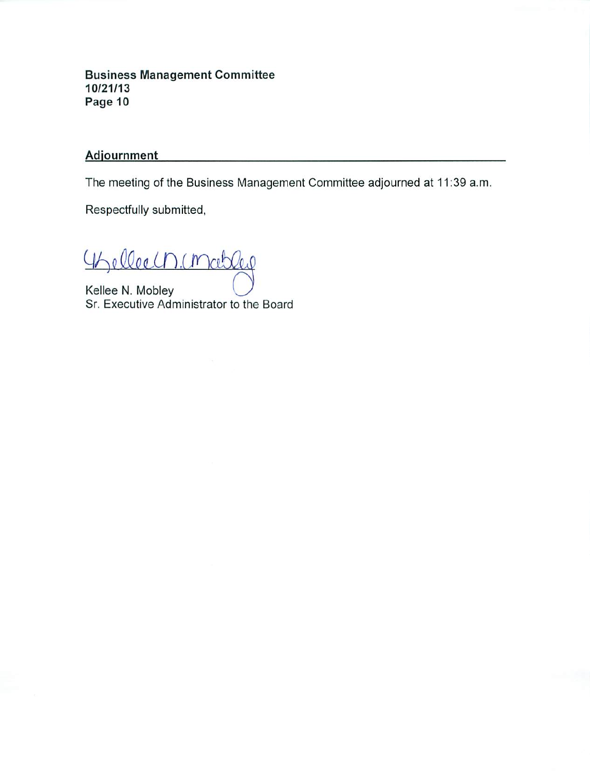## Adjournment

The meeting of the Business Management Committee adjourned at 11:39 a.m.

Respectfully submitted,

Kellee N. Mobley
Sr. Executive Administrator to the Board